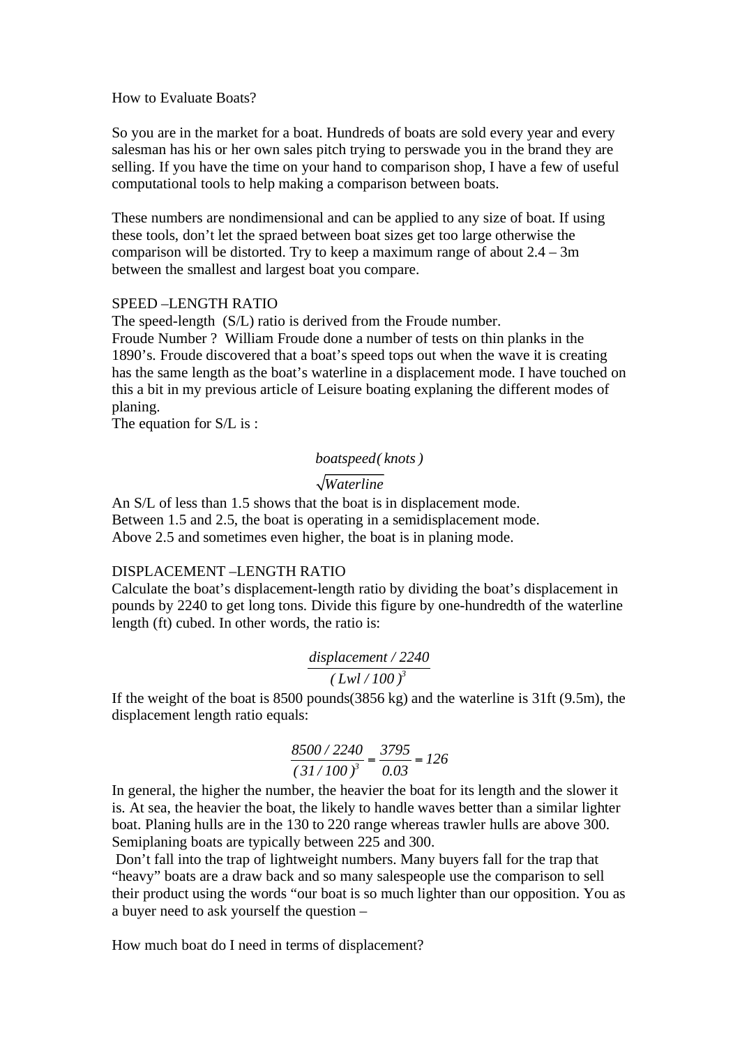# How to Evaluate Boats?

So you are in the market for a boat. Hundreds of boats are sold every year and every salesman has his or her own sales pitch trying to perswade you in the brand they are selling. If you have the time on your hand to comparison shop, I have a few of useful computational tools to help making a comparison between boats.

These numbers are nondimensional and can be applied to any size of boat. If using these tools, don't let the spraed between boat sizes get too large otherwise the comparison will be distorted. Try to keep a maximum range of about 2.4 – 3m between the smallest and largest boat you compare.

## SPEED –LENGTH RATIO

The speed-length (S/L) ratio is derived from the Froude number.
Froude Number ? William Froude done a number of tests on thin planks in the 1890's. Froude discovered that a boat's speed tops out when the wave it is creating has the same length as the boat's waterline in a displacement mode. I have touched on this a bit in my previous article of Leisure boating explaning the different modes of planing.
The equation for S/L is :

$$\frac{boatspeed(\,knots\,)}{\sqrt{Waterline}}$$

An S/L of less than 1.5 shows that the boat is in displacement mode.
Between 1.5 and 2.5, the boat is operating in a semidisplacement mode.
Above 2.5 and sometimes even higher, the boat is in planing mode.

## DISPLACEMENT –LENGTH RATIO

Calculate the boat's displacement-length ratio by dividing the boat's displacement in pounds by 2240 to get long tons. Divide this figure by one-hundredth of the waterline length (ft) cubed. In other words, the ratio is:

$$\frac{displacement\,/\,2240}{(\,Lwl\,/\,100\,)^3}$$

If the weight of the boat is 8500 pounds(3856 kg) and the waterline is 31ft (9.5m), the displacement length ratio equals:

$$\frac{8500\,/\,2240}{(\,31\,/\,100\,)^3} = \frac{3795}{0.03} = 126$$

In general, the higher the number, the heavier the boat for its length and the slower it is. At sea, the heavier the boat, the likely to handle waves better than a similar lighter boat. Planing hulls are in the 130 to 220 range whereas trawler hulls are above 300. Semiplaning boats are typically between 225 and 300.
Don't fall into the trap of lightweight numbers. Many buyers fall for the trap that "heavy" boats are a draw back and so many salespeople use the comparison to sell their product using the words "our boat is so much lighter than our opposition. You as a buyer need to ask yourself the question –

How much boat do I need in terms of displacement?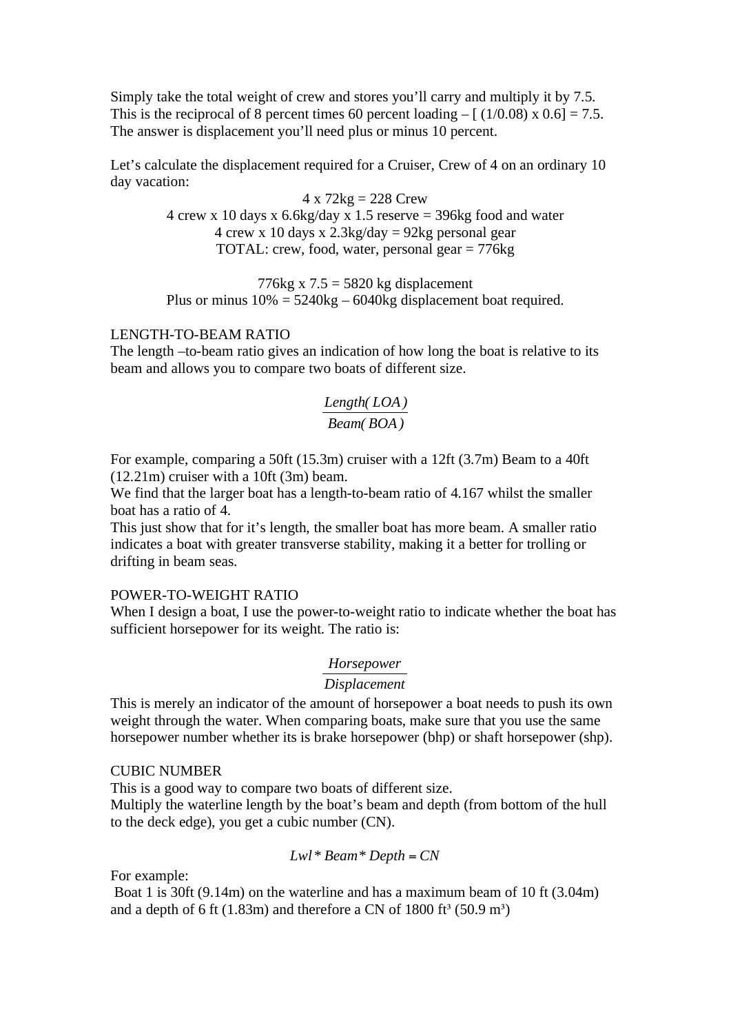Simply take the total weight of crew and stores you'll carry and multiply it by 7.5. This is the reciprocal of 8 percent times 60 percent loading – [ (1/0.08) x 0.6] = 7.5. The answer is displacement you'll need plus or minus 10 percent.

Let's calculate the displacement required for a Cruiser, Crew of 4 on an ordinary 10 day vacation:

4 x 72kg = 228 Crew
4 crew x 10 days x 6.6kg/day x 1.5 reserve = 396kg food and water
4 crew x 10 days x 2.3kg/day = 92kg personal gear
TOTAL: crew, food, water, personal gear = 776kg

776kg x 7.5 = 5820 kg displacement
Plus or minus 10% = 5240kg – 6040kg displacement boat required.

LENGTH-TO-BEAM RATIO
The length –to-beam ratio gives an indication of how long the boat is relative to its beam and allows you to compare two boats of different size.

$$\frac{Length(LOA)}{Beam(BOA)}$$

For example, comparing a 50ft (15.3m) cruiser with a 12ft (3.7m) Beam to a 40ft (12.21m) cruiser with a 10ft (3m) beam.
We find that the larger boat has a length-to-beam ratio of 4.167 whilst the smaller boat has a ratio of 4.
This just show that for it's length, the smaller boat has more beam. A smaller ratio indicates a boat with greater transverse stability, making it a better for trolling or drifting in beam seas.

POWER-TO-WEIGHT RATIO
When I design a boat, I use the power-to-weight ratio to indicate whether the boat has sufficient horsepower for its weight. The ratio is:

$$\frac{Horsepower}{Displacement}$$

This is merely an indicator of the amount of horsepower a boat needs to push its own weight through the water. When comparing boats, make sure that you use the same horsepower number whether its is brake horsepower (bhp) or shaft horsepower (shp).

CUBIC NUMBER
This is a good way to compare two boats of different size.
Multiply the waterline length by the boat's beam and depth (from bottom of the hull to the deck edge), you get a cubic number (CN).

$$Lwl * Beam * Depth = CN$$

For example:
Boat 1 is 30ft (9.14m) on the waterline and has a maximum beam of 10 ft (3.04m) and a depth of 6 ft (1.83m) and therefore a CN of 1800 ft³ (50.9 m³)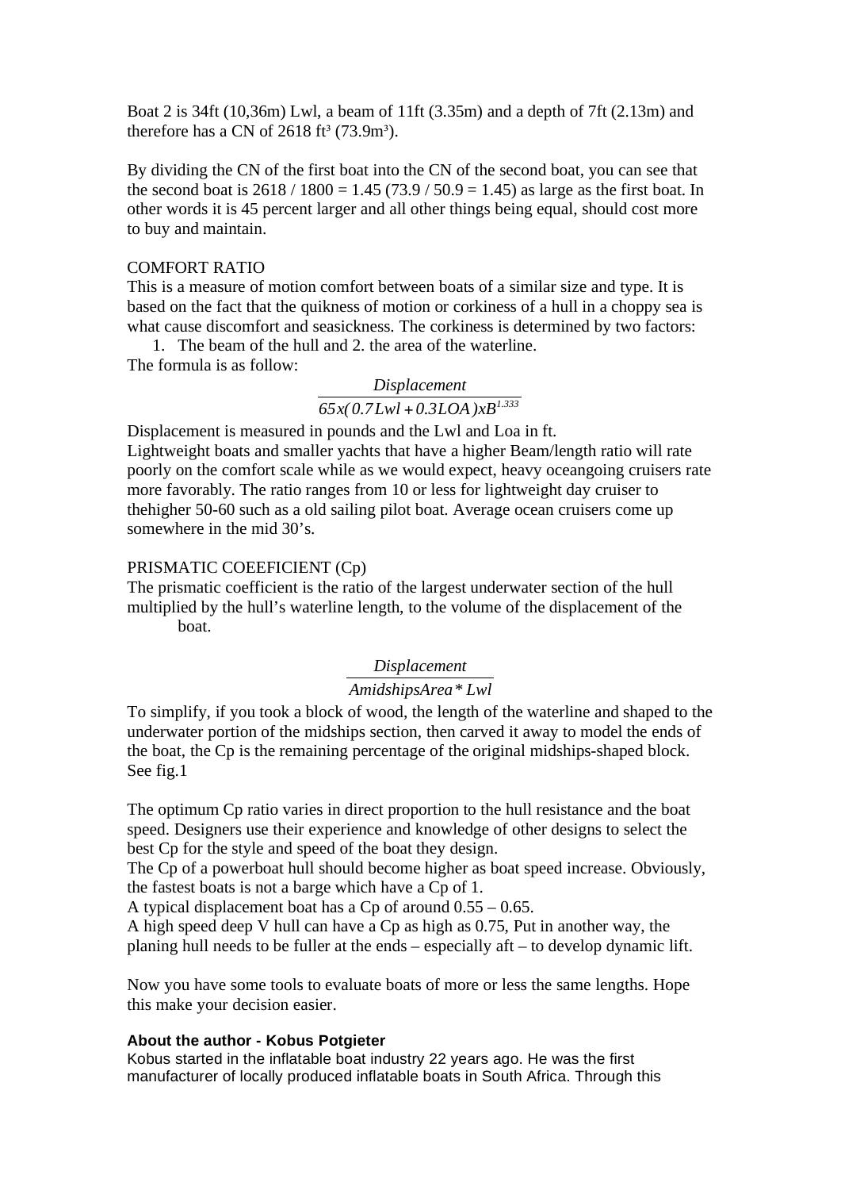Boat 2 is 34ft (10,36m) Lwl, a beam of 11ft (3.35m) and a depth of 7ft (2.13m) and therefore has a CN of 2618 $ft^3$ ($73.9m^3$).

By dividing the CN of the first boat into the CN of the second boat, you can see that the second boat is 2618 / 1800 = 1.45 (73.9 / 50.9 = 1.45) as large as the first boat. In other words it is 45 percent larger and all other things being equal, should cost more to buy and maintain.

COMFORT RATIO

This is a measure of motion comfort between boats of a similar size and type. It is based on the fact that the quikness of motion or corkiness of a hull in a choppy sea is what cause discomfort and seasickness. The corkiness is determined by two factors:

1. The beam of the hull and 2. the area of the waterline.

The formula is as follow:

$$\frac{Displacement}{65x(0.7Lwl + 0.3LOA)xB^{1.333}}$$

Displacement is measured in pounds and the Lwl and Loa in ft.

Lightweight boats and smaller yachts that have a higher Beam/length ratio will rate poorly on the comfort scale while as we would expect, heavy oceangoing cruisers rate more favorably. The ratio ranges from 10 or less for lightweight day cruiser to thehigher 50-60 such as a old sailing pilot boat. Average ocean cruisers come up somewhere in the mid 30's.

PRISMATIC COEEFICIENT (Cp)

The prismatic coefficient is the ratio of the largest underwater section of the hull multiplied by the hull's waterline length, to the volume of the displacement of the boat.

$$\frac{Displacement}{AmidshipsArea * Lwl}$$

To simplify, if you took a block of wood, the length of the waterline and shaped to the underwater portion of the midships section, then carved it away to model the ends of the boat, the Cp is the remaining percentage of the original midships-shaped block. See fig.1

The optimum Cp ratio varies in direct proportion to the hull resistance and the boat speed. Designers use their experience and knowledge of other designs to select the best Cp for the style and speed of the boat they design.

The Cp of a powerboat hull should become higher as boat speed increase. Obviously, the fastest boats is not a barge which have a Cp of 1.

A typical displacement boat has a Cp of around 0.55 – 0.65.

A high speed deep V hull can have a Cp as high as 0.75, Put in another way, the planing hull needs to be fuller at the ends – especially aft – to develop dynamic lift.

Now you have some tools to evaluate boats of more or less the same lengths. Hope this make your decision easier.

**About the author - Kobus Potgieter**

Kobus started in the inflatable boat industry 22 years ago. He was the first manufacturer of locally produced inflatable boats in South Africa. Through this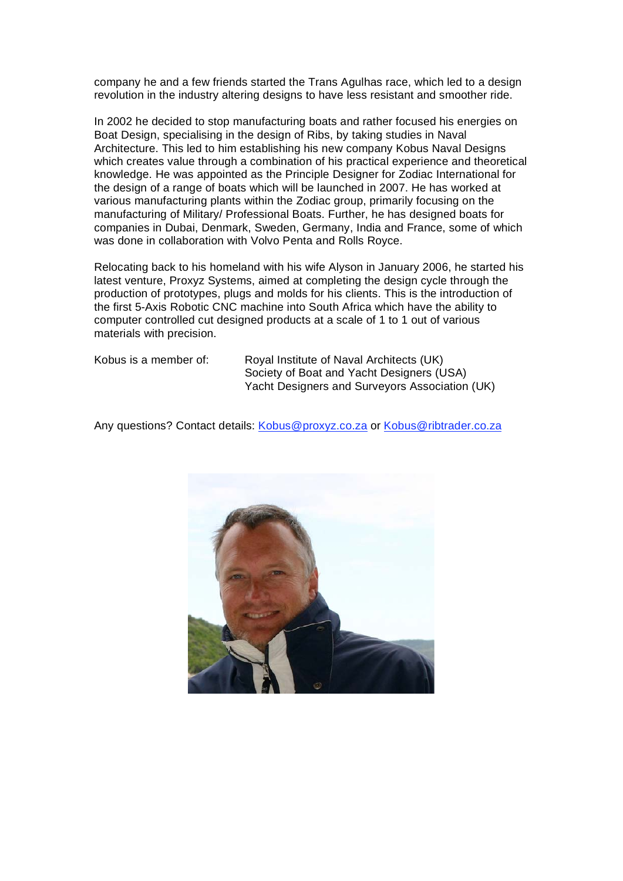company he and a few friends started the Trans Agulhas race, which led to a design revolution in the industry altering designs to have less resistant and smoother ride.

In 2002 he decided to stop manufacturing boats and rather focused his energies on Boat Design, specialising in the design of Ribs, by taking studies in Naval Architecture. This led to him establishing his new company Kobus Naval Designs which creates value through a combination of his practical experience and theoretical knowledge. He was appointed as the Principle Designer for Zodiac International for the design of a range of boats which will be launched in 2007. He has worked at various manufacturing plants within the Zodiac group, primarily focusing on the manufacturing of Military/ Professional Boats. Further, he has designed boats for companies in Dubai, Denmark, Sweden, Germany, India and France, some of which was done in collaboration with Volvo Penta and Rolls Royce.

Relocating back to his homeland with his wife Alyson in January 2006, he started his latest venture, Proxyz Systems, aimed at completing the design cycle through the production of prototypes, plugs and molds for his clients. This is the introduction of the first 5-Axis Robotic CNC machine into South Africa which have the ability to computer controlled cut designed products at a scale of 1 to 1 out of various materials with precision.

| | |
|---|---|
| Kobus is a member of: | Royal Institute of Naval Architects (UK) |
| | Society of Boat and Yacht Designers (USA) |
| | Yacht Designers and Surveyors Association (UK) |

Any questions? Contact details: Kobus@proxyz.co.za or Kobus@ribtrader.co.za